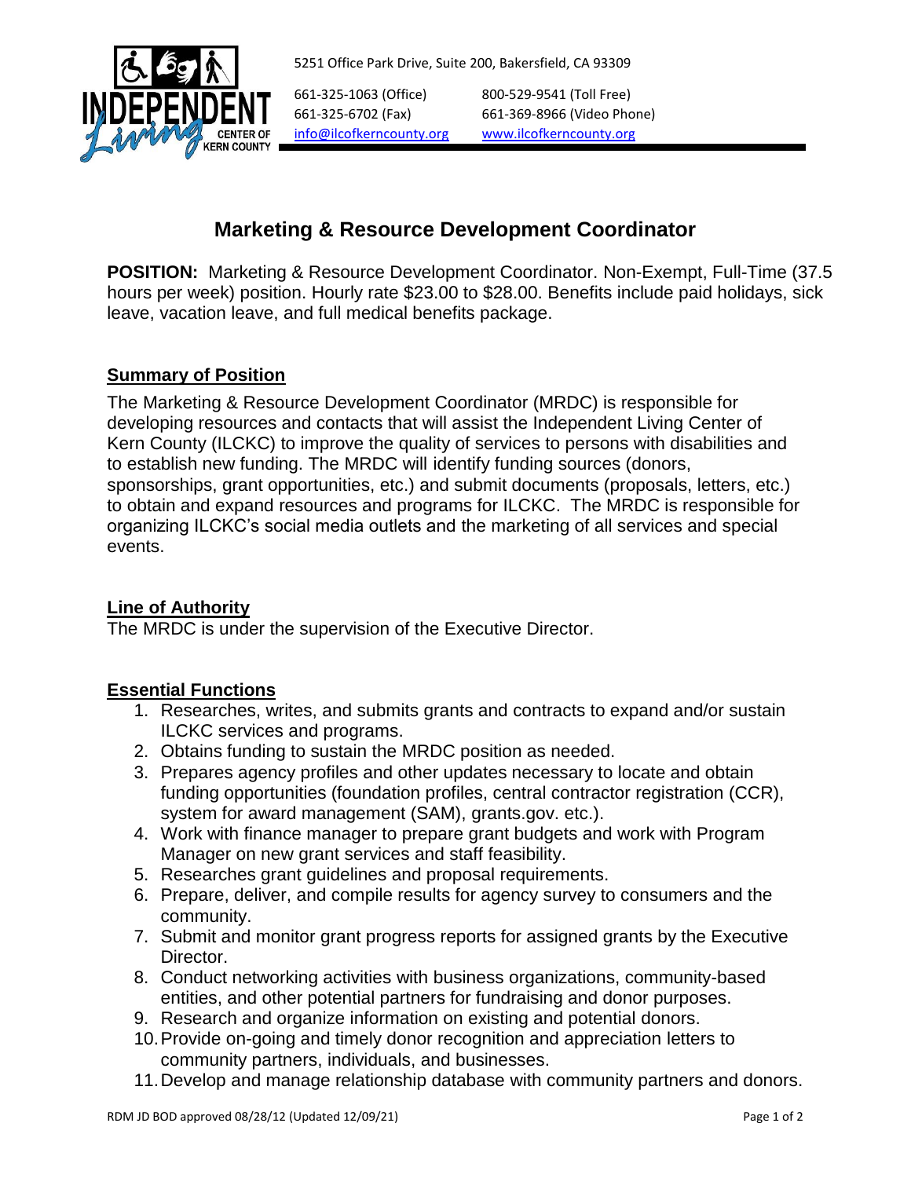5251 Office Park Drive, Suite 200, Bakersfield, CA 93309

661-325-1063 (Office)
661-325-6702 (Fax)
info@ilcofkerncounty.org

800-529-9541 (Toll Free)
661-369-8966 (Video Phone)
www.ilcofkerncounty.org

# Marketing & Resource Development Coordinator

**POSITION:** Marketing & Resource Development Coordinator. Non-Exempt, Full-Time (37.5 hours per week) position. Hourly rate $23.00 to $28.00. Benefits include paid holidays, sick leave, vacation leave, and full medical benefits package.

## Summary of Position

The Marketing & Resource Development Coordinator (MRDC) is responsible for developing resources and contacts that will assist the Independent Living Center of Kern County (ILCKC) to improve the quality of services to persons with disabilities and to establish new funding. The MRDC will identify funding sources (donors, sponsorships, grant opportunities, etc.) and submit documents (proposals, letters, etc.) to obtain and expand resources and programs for ILCKC. The MRDC is responsible for organizing ILCKC's social media outlets and the marketing of all services and special events.

## Line of Authority

The MRDC is under the supervision of the Executive Director.

## Essential Functions

1. Researches, writes, and submits grants and contracts to expand and/or sustain ILCKC services and programs.
2. Obtains funding to sustain the MRDC position as needed.
3. Prepares agency profiles and other updates necessary to locate and obtain funding opportunities (foundation profiles, central contractor registration (CCR), system for award management (SAM), grants.gov. etc.).
4. Work with finance manager to prepare grant budgets and work with Program Manager on new grant services and staff feasibility.
5. Researches grant guidelines and proposal requirements.
6. Prepare, deliver, and compile results for agency survey to consumers and the community.
7. Submit and monitor grant progress reports for assigned grants by the Executive Director.
8. Conduct networking activities with business organizations, community-based entities, and other potential partners for fundraising and donor purposes.
9. Research and organize information on existing and potential donors.
10. Provide on-going and timely donor recognition and appreciation letters to community partners, individuals, and businesses.
11. Develop and manage relationship database with community partners and donors.

RDM JD BOD approved 08/28/12 (Updated 12/09/21)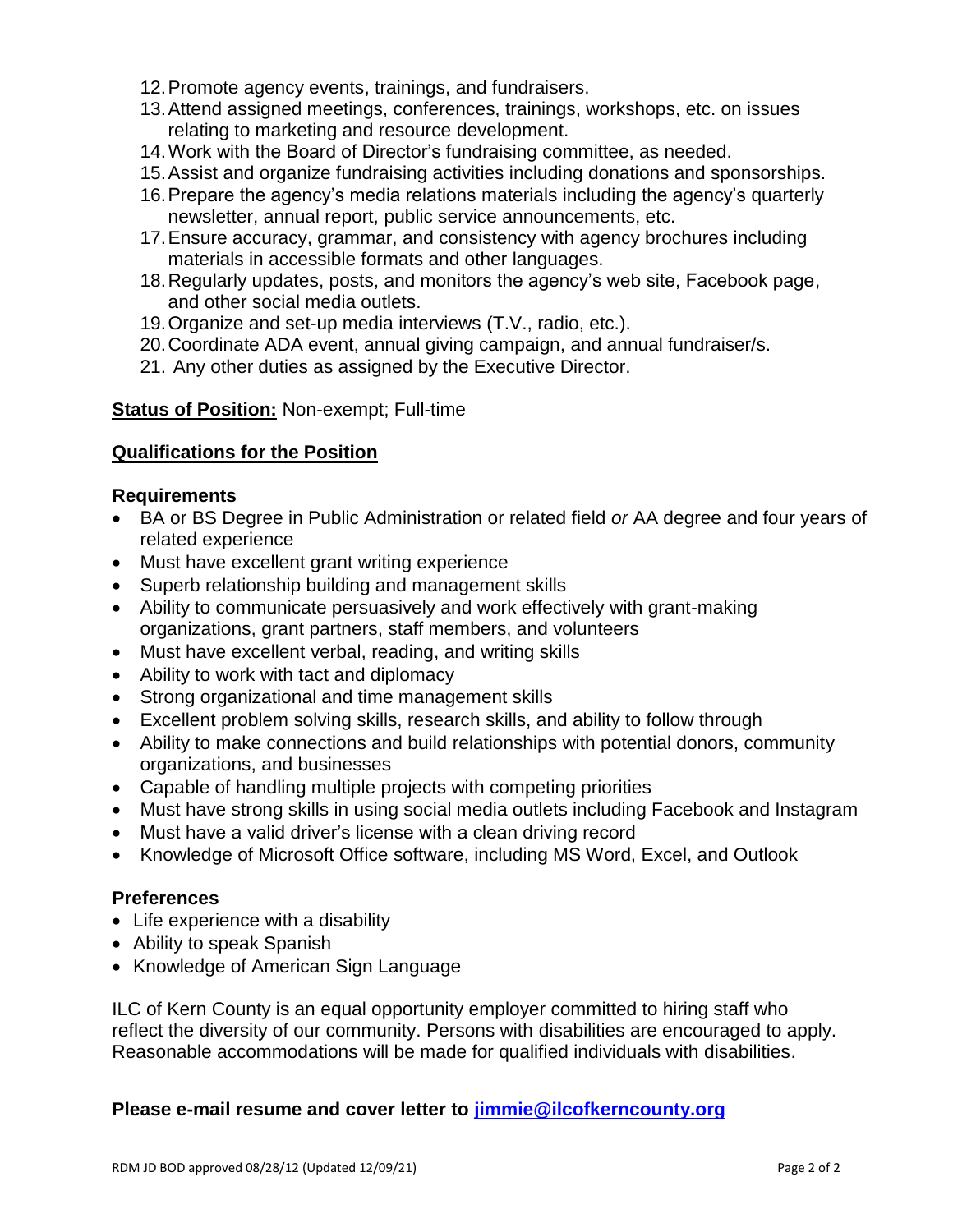12. Promote agency events, trainings, and fundraisers.
13. Attend assigned meetings, conferences, trainings, workshops, etc. on issues relating to marketing and resource development.
14. Work with the Board of Director's fundraising committee, as needed.
15. Assist and organize fundraising activities including donations and sponsorships.
16. Prepare the agency's media relations materials including the agency's quarterly newsletter, annual report, public service announcements, etc.
17. Ensure accuracy, grammar, and consistency with agency brochures including materials in accessible formats and other languages.
18. Regularly updates, posts, and monitors the agency's web site, Facebook page, and other social media outlets.
19. Organize and set-up media interviews (T.V., radio, etc.).
20. Coordinate ADA event, annual giving campaign, and annual fundraiser/s.
21. Any other duties as assigned by the Executive Director.

**Status of Position:** Non-exempt; Full-time

**Qualifications for the Position**

### Requirements

- BA or BS Degree in Public Administration or related field *or* AA degree and four years of related experience
- Must have excellent grant writing experience
- Superb relationship building and management skills
- Ability to communicate persuasively and work effectively with grant-making organizations, grant partners, staff members, and volunteers
- Must have excellent verbal, reading, and writing skills
- Ability to work with tact and diplomacy
- Strong organizational and time management skills
- Excellent problem solving skills, research skills, and ability to follow through
- Ability to make connections and build relationships with potential donors, community organizations, and businesses
- Capable of handling multiple projects with competing priorities
- Must have strong skills in using social media outlets including Facebook and Instagram
- Must have a valid driver's license with a clean driving record
- Knowledge of Microsoft Office software, including MS Word, Excel, and Outlook

### Preferences

- Life experience with a disability
- Ability to speak Spanish
- Knowledge of American Sign Language

ILC of Kern County is an equal opportunity employer committed to hiring staff who reflect the diversity of our community. Persons with disabilities are encouraged to apply. Reasonable accommodations will be made for qualified individuals with disabilities.

**Please e-mail resume and cover letter to jimmie@ilcofkerncounty.org**

RDM JD BOD approved 08/28/12 (Updated 12/09/21)